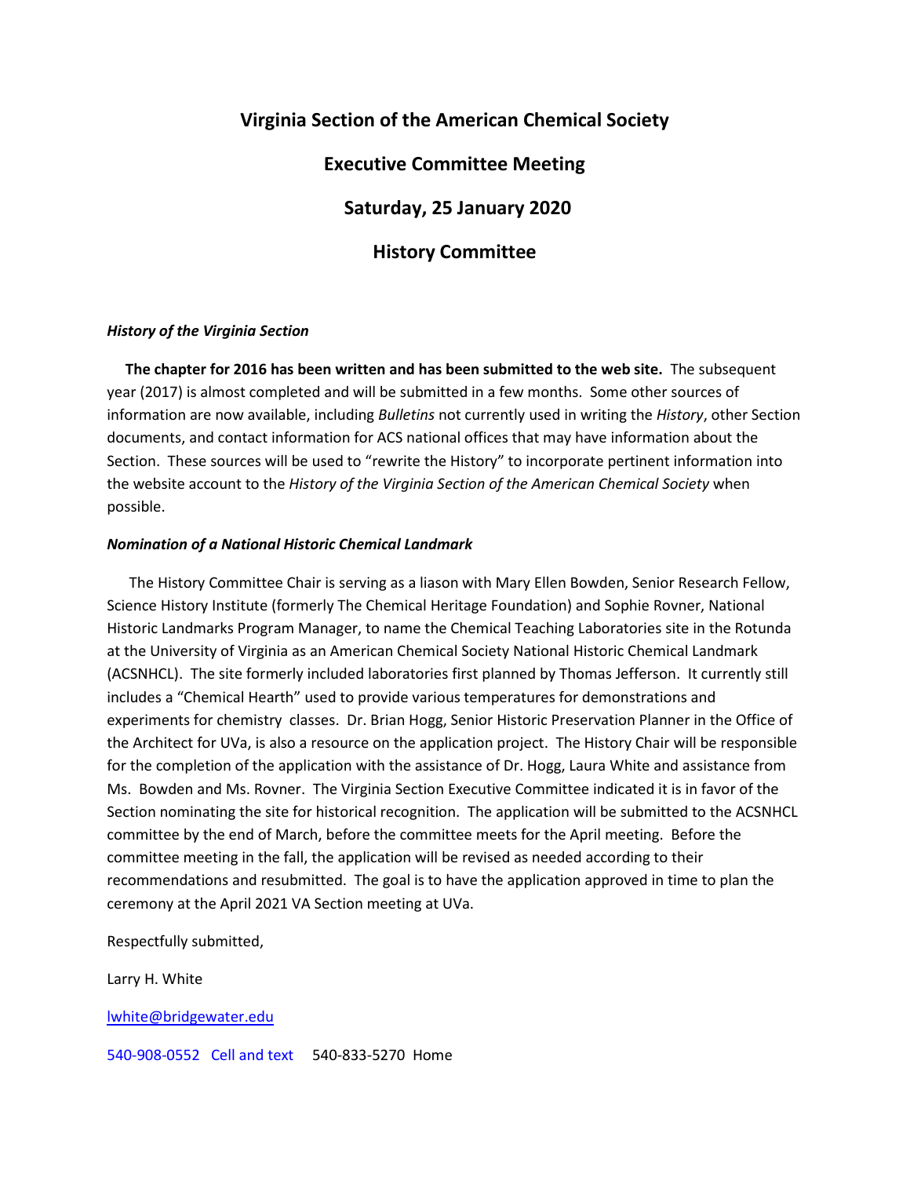# Virginia Section of the American Chemical Society

## Executive Committee Meeting

## Saturday, 25 January 2020

## History Committee

***History of the Virginia Section***

**The chapter for 2016 has been written and has been submitted to the web site.** The subsequent year (2017) is almost completed and will be submitted in a few months. Some other sources of information are now available, including *Bulletins* not currently used in writing the *History*, other Section documents, and contact information for ACS national offices that may have information about the Section. These sources will be used to "rewrite the History" to incorporate pertinent information into the website account to the *History of the Virginia Section of the American Chemical Society* when possible.

***Nomination of a National Historic Chemical Landmark***

The History Committee Chair is serving as a liason with Mary Ellen Bowden, Senior Research Fellow, Science History Institute (formerly The Chemical Heritage Foundation) and Sophie Rovner, National Historic Landmarks Program Manager, to name the Chemical Teaching Laboratories site in the Rotunda at the University of Virginia as an American Chemical Society National Historic Chemical Landmark (ACSNHCL). The site formerly included laboratories first planned by Thomas Jefferson. It currently still includes a "Chemical Hearth" used to provide various temperatures for demonstrations and experiments for chemistry classes. Dr. Brian Hogg, Senior Historic Preservation Planner in the Office of the Architect for UVa, is also a resource on the application project. The History Chair will be responsible for the completion of the application with the assistance of Dr. Hogg, Laura White and assistance from Ms. Bowden and Ms. Rovner. The Virginia Section Executive Committee indicated it is in favor of the Section nominating the site for historical recognition. The application will be submitted to the ACSNHCL committee by the end of March, before the committee meets for the April meeting. Before the committee meeting in the fall, the application will be revised as needed according to their recommendations and resubmitted. The goal is to have the application approved in time to plan the ceremony at the April 2021 VA Section meeting at UVa.

Respectfully submitted,

Larry H. White

lwhite@bridgewater.edu

540-908-0552 Cell and text    540-833-5270 Home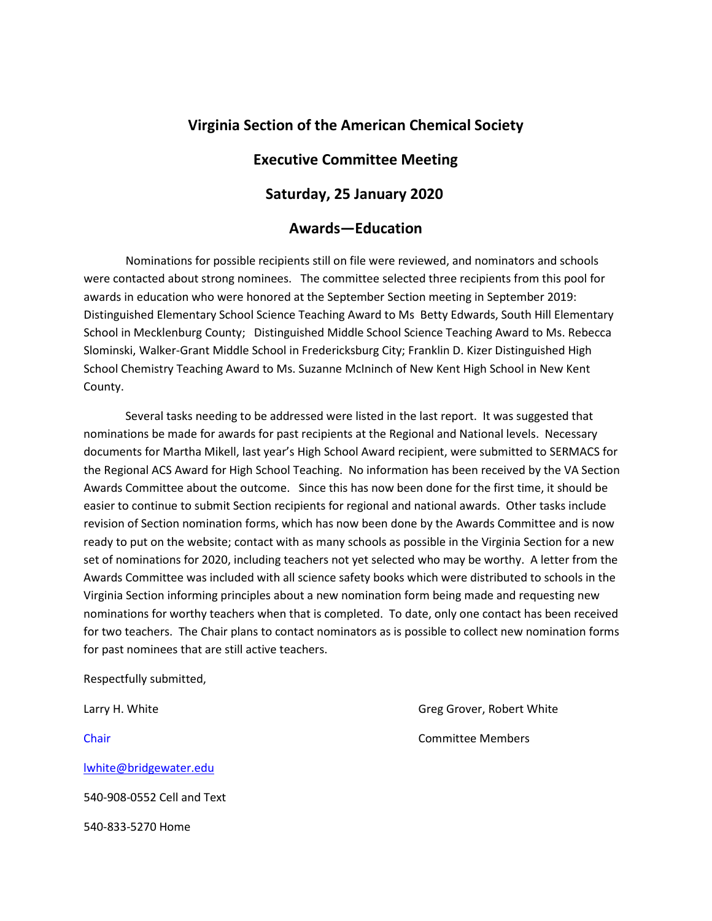# Virginia Section of the American Chemical Society

## Executive Committee Meeting

## Saturday, 25 January 2020

## Awards—Education

Nominations for possible recipients still on file were reviewed, and nominators and schools were contacted about strong nominees. The committee selected three recipients from this pool for awards in education who were honored at the September Section meeting in September 2019: Distinguished Elementary School Science Teaching Award to Ms Betty Edwards, South Hill Elementary School in Mecklenburg County; Distinguished Middle School Science Teaching Award to Ms. Rebecca Slominski, Walker-Grant Middle School in Fredericksburg City; Franklin D. Kizer Distinguished High School Chemistry Teaching Award to Ms. Suzanne McIninch of New Kent High School in New Kent County.

Several tasks needing to be addressed were listed in the last report. It was suggested that nominations be made for awards for past recipients at the Regional and National levels. Necessary documents for Martha Mikell, last year's High School Award recipient, were submitted to SERMACS for the Regional ACS Award for High School Teaching. No information has been received by the VA Section Awards Committee about the outcome. Since this has now been done for the first time, it should be easier to continue to submit Section recipients for regional and national awards. Other tasks include revision of Section nomination forms, which has now been done by the Awards Committee and is now ready to put on the website; contact with as many schools as possible in the Virginia Section for a new set of nominations for 2020, including teachers not yet selected who may be worthy. A letter from the Awards Committee was included with all science safety books which were distributed to schools in the Virginia Section informing principles about a new nomination form being made and requesting new nominations for worthy teachers when that is completed. To date, only one contact has been received for two teachers. The Chair plans to contact nominators as is possible to collect new nomination forms for past nominees that are still active teachers.

Respectfully submitted,

Larry H. White

Chair

lwhite@bridgewater.edu

540-908-0552 Cell and Text

540-833-5270 Home

Greg Grover, Robert White

Committee Members